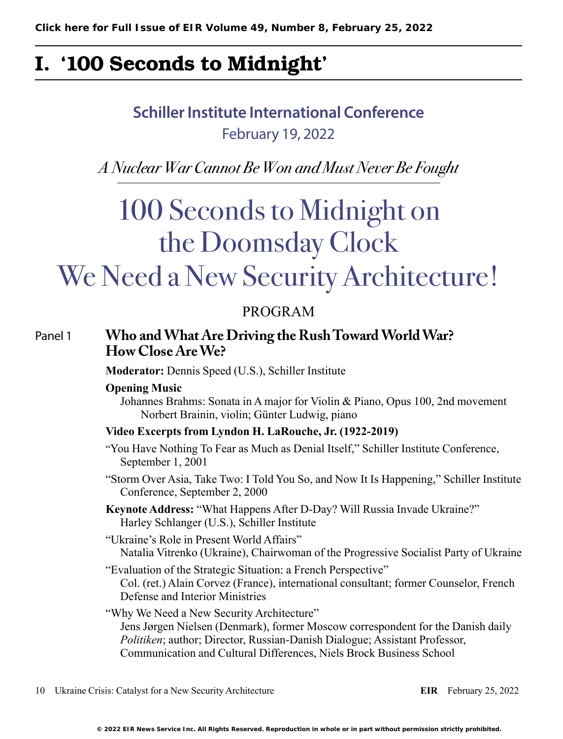# I. '100 Seconds to Midnight'

## Schiller Institute International Conference

February 19, 2022

*A Nuclear War Cannot Be Won and Must Never Be Fought*

# 100 Seconds to Midnight on the Doomsday Clock We Need a New Security Architecture!

PROGRAM

### Panel 1 Who and What Are Driving the Rush Toward World War? How Close Are We?

**Moderator:** Dennis Speed (U.S.), Schiller Institute

**Opening Music**

Johannes Brahms: Sonata in A major for Violin & Piano, Opus 100, 2nd movement
Norbert Brainin, violin; Günter Ludwig, piano

**Video Excerpts from Lyndon H. LaRouche, Jr. (1922-2019)**

"You Have Nothing To Fear as Much as Denial Itself," Schiller Institute Conference, September 1, 2001

"Storm Over Asia, Take Two: I Told You So, and Now It Is Happening," Schiller Institute Conference, September 2, 2000

**Keynote Address:** "What Happens After D-Day? Will Russia Invade Ukraine?"
Harley Schlanger (U.S.), Schiller Institute

"Ukraine's Role in Present World Affairs"
Natalia Vitrenko (Ukraine), Chairwoman of the Progressive Socialist Party of Ukraine

"Evaluation of the Strategic Situation: a French Perspective"
Col. (ret.) Alain Corvez (France), international consultant; former Counselor, French Defense and Interior Ministries

"Why We Need a New Security Architecture"
Jens Jørgen Nielsen (Denmark), former Moscow correspondent for the Danish daily *Politiken*; author; Director, Russian-Danish Dialogue; Assistant Professor, Communication and Cultural Differences, Niels Brock Business School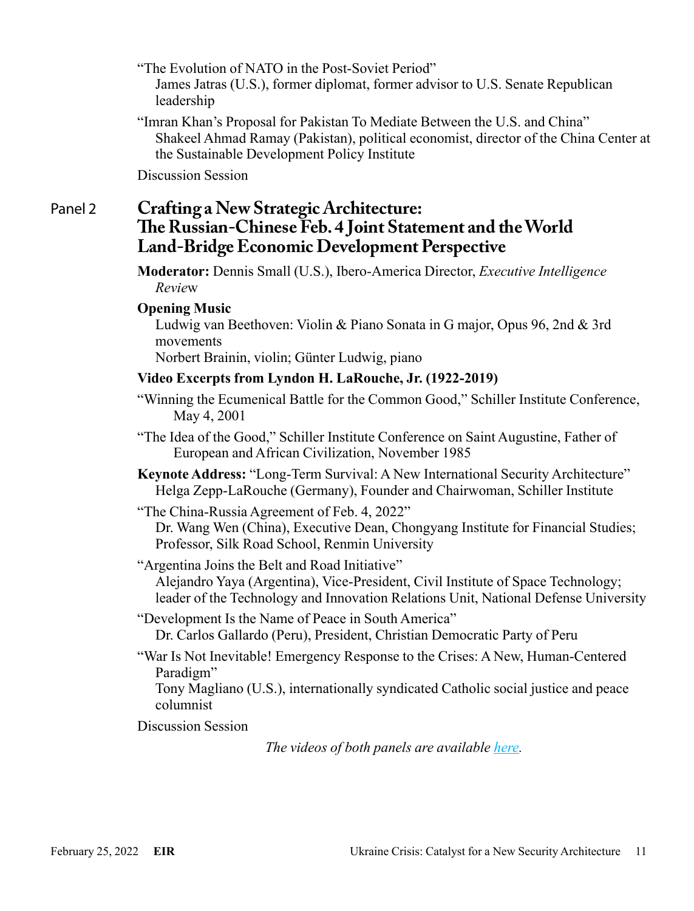"The Evolution of NATO in the Post-Soviet Period"
James Jatras (U.S.), former diplomat, former advisor to U.S. Senate Republican leadership

"Imran Khan's Proposal for Pakistan To Mediate Between the U.S. and China"
Shakeel Ahmad Ramay (Pakistan), political economist, director of the China Center at the Sustainable Development Policy Institute

Discussion Session

## Panel 2 Crafting a New Strategic Architecture: The Russian-Chinese Feb. 4 Joint Statement and the World Land-Bridge Economic Development Perspective

**Moderator:** Dennis Small (U.S.), Ibero-America Director, *Executive Intelligence Review*

**Opening Music**
Ludwig van Beethoven: Violin & Piano Sonata in G major, Opus 96, 2nd & 3rd movements
Norbert Brainin, violin; Günter Ludwig, piano

**Video Excerpts from Lyndon H. LaRouche, Jr. (1922-2019)**

"Winning the Ecumenical Battle for the Common Good," Schiller Institute Conference, May 4, 2001

"The Idea of the Good," Schiller Institute Conference on Saint Augustine, Father of European and African Civilization, November 1985

**Keynote Address:** "Long-Term Survival: A New International Security Architecture"
Helga Zepp-LaRouche (Germany), Founder and Chairwoman, Schiller Institute

"The China-Russia Agreement of Feb. 4, 2022"
Dr. Wang Wen (China), Executive Dean, Chongyang Institute for Financial Studies; Professor, Silk Road School, Renmin University

"Argentina Joins the Belt and Road Initiative"
Alejandro Yaya (Argentina), Vice-President, Civil Institute of Space Technology; leader of the Technology and Innovation Relations Unit, National Defense University

"Development Is the Name of Peace in South America"
Dr. Carlos Gallardo (Peru), President, Christian Democratic Party of Peru

"War Is Not Inevitable! Emergency Response to the Crises: A New, Human-Centered Paradigm"
Tony Magliano (U.S.), internationally syndicated Catholic social justice and peace columnist

Discussion Session

*The videos of both panels are available here.*